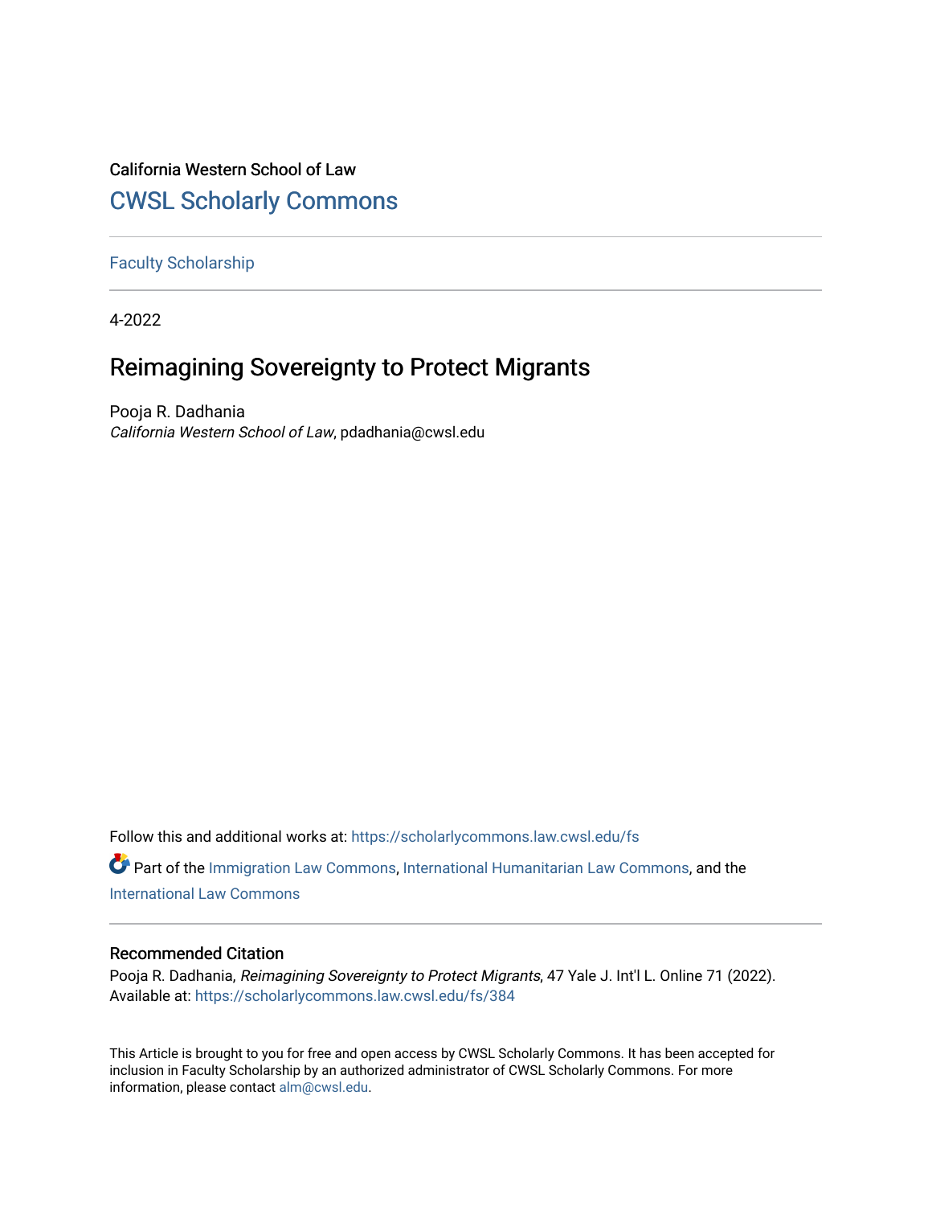California Western School of Law

# CWSL Scholarly Commons

Faculty Scholarship

4-2022

## Reimagining Sovereignty to Protect Migrants

Pooja R. Dadhania
*California Western School of Law*, pdadhania@cwsl.edu

Follow this and additional works at: https://scholarlycommons.law.cwsl.edu/fs

Part of the Immigration Law Commons, International Humanitarian Law Commons, and the International Law Commons

### Recommended Citation

Pooja R. Dadhania, *Reimagining Sovereignty to Protect Migrants*, 47 Yale J. Int'l L. Online 71 (2022).
Available at: https://scholarlycommons.law.cwsl.edu/fs/384

This Article is brought to you for free and open access by CWSL Scholarly Commons. It has been accepted for inclusion in Faculty Scholarship by an authorized administrator of CWSL Scholarly Commons. For more information, please contact alm@cwsl.edu.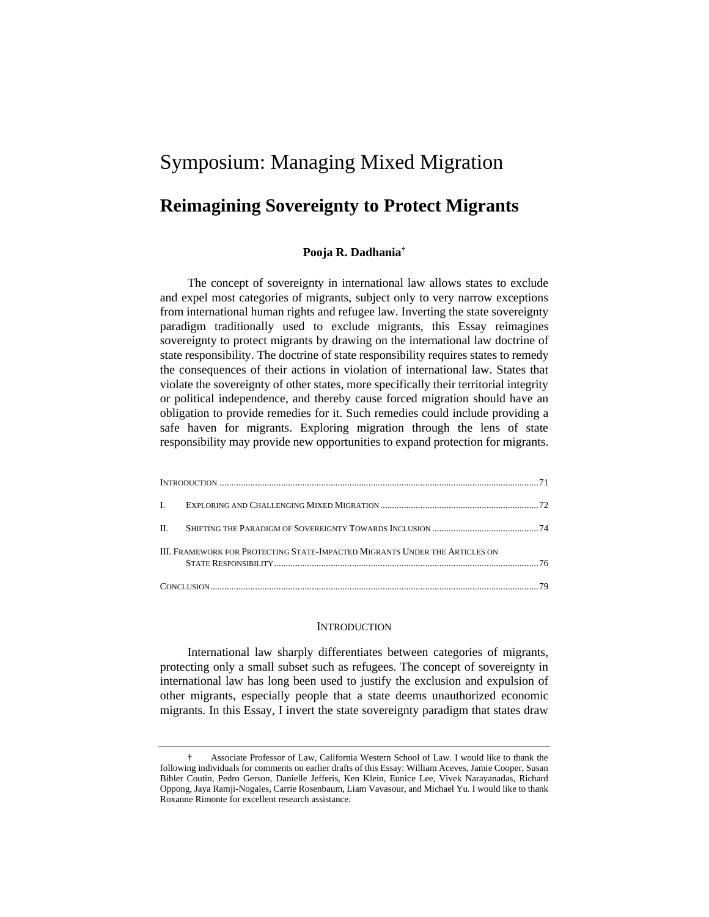# Symposium: Managing Mixed Migration

## Reimagining Sovereignty to Protect Migrants

**Pooja R. Dadhania**[†]

The concept of sovereignty in international law allows states to exclude and expel most categories of migrants, subject only to very narrow exceptions from international human rights and refugee law. Inverting the state sovereignty paradigm traditionally used to exclude migrants, this Essay reimagines sovereignty to protect migrants by drawing on the international law doctrine of state responsibility. The doctrine of state responsibility requires states to remedy the consequences of their actions in violation of international law. States that violate the sovereignty of other states, more specifically their territorial integrity or political independence, and thereby cause forced migration should have an obligation to provide remedies for it. Such remedies could include providing a safe haven for migrants. Exploring migration through the lens of state responsibility may provide new opportunities to expand protection for migrants.

| | |
|---|---|
| Introduction | 71 |
| I. Exploring and Challenging Mixed Migration | 72 |
| II. Shifting the Paradigm of Sovereignty Towards Inclusion | 74 |
| III. Framework for Protecting State-Impacted Migrants Under the Articles on State Responsibility | 76 |
| Conclusion | 79 |

### Introduction

International law sharply differentiates between categories of migrants, protecting only a small subset such as refugees. The concept of sovereignty in international law has long been used to justify the exclusion and expulsion of other migrants, especially people that a state deems unauthorized economic migrants. In this Essay, I invert the state sovereignty paradigm that states draw

---

† Associate Professor of Law, California Western School of Law. I would like to thank the following individuals for comments on earlier drafts of this Essay: William Aceves, Jamie Cooper, Susan Bibler Coutin, Pedro Gerson, Danielle Jefferis, Ken Klein, Eunice Lee, Vivek Narayanadas, Richard Oppong, Jaya Ramji-Nogales, Carrie Rosenbaum, Liam Vavasour, and Michael Yu. I would like to thank Roxanne Rimonte for excellent research assistance.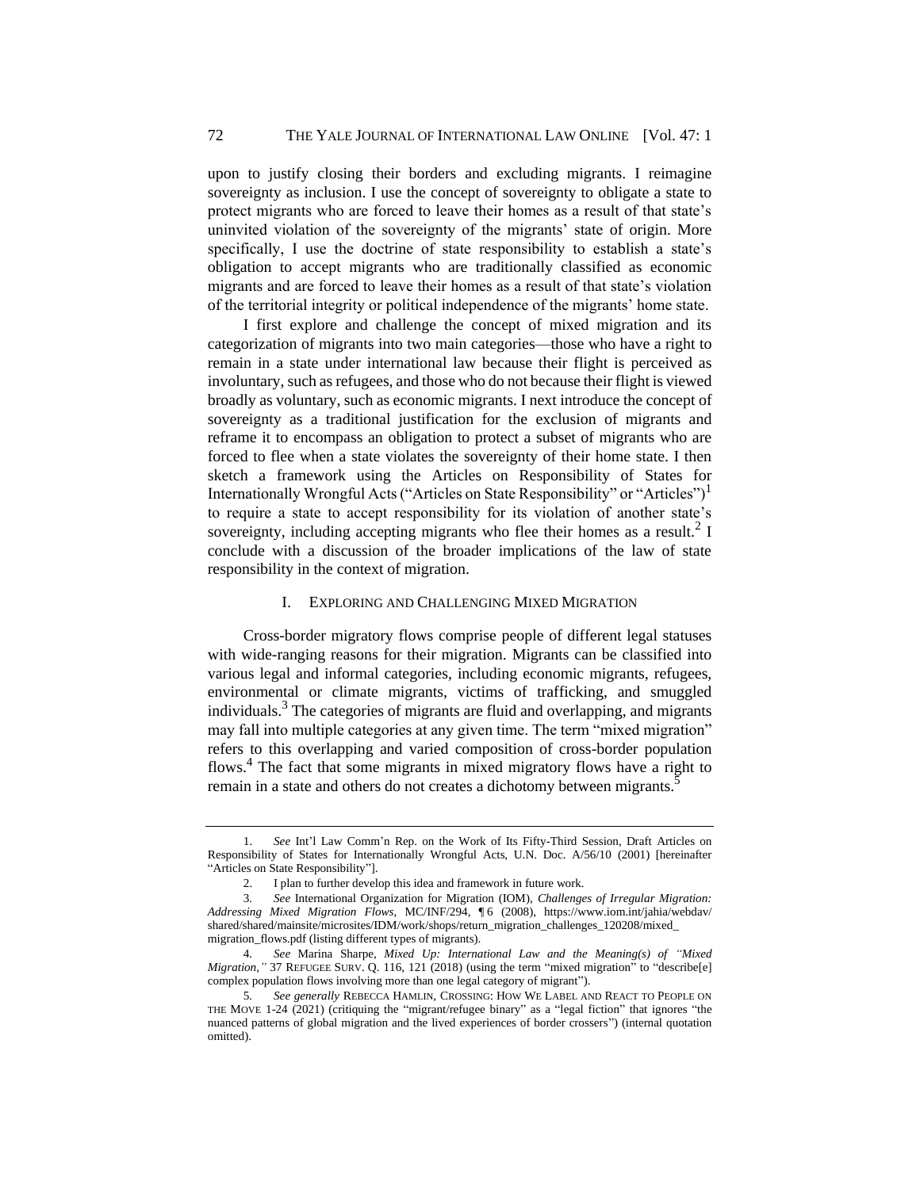upon to justify closing their borders and excluding migrants. I reimagine sovereignty as inclusion. I use the concept of sovereignty to obligate a state to protect migrants who are forced to leave their homes as a result of that state's uninvited violation of the sovereignty of the migrants' state of origin. More specifically, I use the doctrine of state responsibility to establish a state's obligation to accept migrants who are traditionally classified as economic migrants and are forced to leave their homes as a result of that state's violation of the territorial integrity or political independence of the migrants' home state.

I first explore and challenge the concept of mixed migration and its categorization of migrants into two main categories—those who have a right to remain in a state under international law because their flight is perceived as involuntary, such as refugees, and those who do not because their flight is viewed broadly as voluntary, such as economic migrants. I next introduce the concept of sovereignty as a traditional justification for the exclusion of migrants and reframe it to encompass an obligation to protect a subset of migrants who are forced to flee when a state violates the sovereignty of their home state. I then sketch a framework using the Articles on Responsibility of States for Internationally Wrongful Acts ("Articles on State Responsibility" or "Articles")[1] to require a state to accept responsibility for its violation of another state's sovereignty, including accepting migrants who flee their homes as a result.[2] I conclude with a discussion of the broader implications of the law of state responsibility in the context of migration.

## I. Exploring and Challenging Mixed Migration

Cross-border migratory flows comprise people of different legal statuses with wide-ranging reasons for their migration. Migrants can be classified into various legal and informal categories, including economic migrants, refugees, environmental or climate migrants, victims of trafficking, and smuggled individuals.[3] The categories of migrants are fluid and overlapping, and migrants may fall into multiple categories at any given time. The term "mixed migration" refers to this overlapping and varied composition of cross-border population flows.[4] The fact that some migrants in mixed migratory flows have a right to remain in a state and others do not creates a dichotomy between migrants.[5]

---

1. *See* Int'l Law Comm'n Rep. on the Work of Its Fifty-Third Session, Draft Articles on Responsibility of States for Internationally Wrongful Acts, U.N. Doc. A/56/10 (2001) [hereinafter "Articles on State Responsibility"].

2. I plan to further develop this idea and framework in future work.

3. *See* International Organization for Migration (IOM), *Challenges of Irregular Migration: Addressing Mixed Migration Flows*, MC/INF/294, ¶ 6 (2008), https://www.iom.int/jahia/webdav/shared/shared/mainsite/microsites/IDM/work/shops/return_migration_challenges_120208/mixed_migration_flows.pdf (listing different types of migrants).

4. *See* Marina Sharpe, *Mixed Up: International Law and the Meaning(s) of "Mixed Migration*,*"* 37 REFUGEE SURV. Q. 116, 121 (2018) (using the term "mixed migration" to "describe[e] complex population flows involving more than one legal category of migrant").

5. *See generally* REBECCA HAMLIN, CROSSING: HOW WE LABEL AND REACT TO PEOPLE ON THE MOVE 1-24 (2021) (critiquing the "migrant/refugee binary" as a "legal fiction" that ignores "the nuanced patterns of global migration and the lived experiences of border crossers") (internal quotation omitted).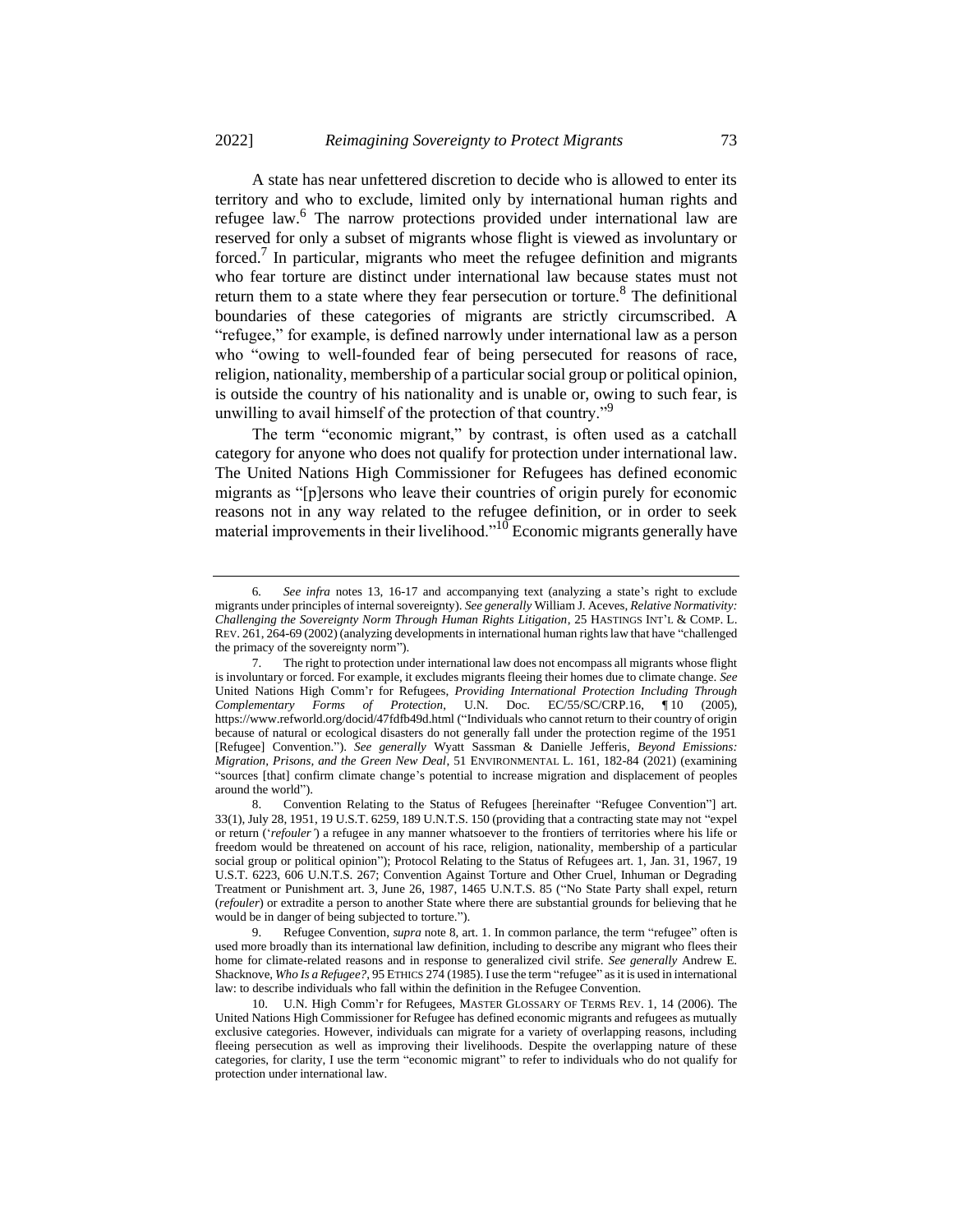A state has near unfettered discretion to decide who is allowed to enter its territory and who to exclude, limited only by international human rights and refugee law.[6] The narrow protections provided under international law are reserved for only a subset of migrants whose flight is viewed as involuntary or forced.[7] In particular, migrants who meet the refugee definition and migrants who fear torture are distinct under international law because states must not return them to a state where they fear persecution or torture.[8] The definitional boundaries of these categories of migrants are strictly circumscribed. A "refugee," for example, is defined narrowly under international law as a person who "owing to well-founded fear of being persecuted for reasons of race, religion, nationality, membership of a particular social group or political opinion, is outside the country of his nationality and is unable or, owing to such fear, is unwilling to avail himself of the protection of that country."[9]

The term "economic migrant," by contrast, is often used as a catchall category for anyone who does not qualify for protection under international law. The United Nations High Commissioner for Refugees has defined economic migrants as "[p]ersons who leave their countries of origin purely for economic reasons not in any way related to the refugee definition, or in order to seek material improvements in their livelihood."[10] Economic migrants generally have

---

6. *See infra* notes 13, 16-17 and accompanying text (analyzing a state's right to exclude migrants under principles of internal sovereignty). *See generally* William J. Aceves, *Relative Normativity: Challenging the Sovereignty Norm Through Human Rights Litigation*, 25 HASTINGS INT'L & COMP. L. REV. 261, 264-69 (2002) (analyzing developments in international human rights law that have "challenged the primacy of the sovereignty norm").

7. The right to protection under international law does not encompass all migrants whose flight is involuntary or forced. For example, it excludes migrants fleeing their homes due to climate change. *See* United Nations High Comm'r for Refugees, *Providing International Protection Including Through Complementary Forms of Protection*, U.N. Doc. EC/55/SC/CRP.16, ¶ 10 (2005), https://www.refworld.org/docid/47fdfb49d.html ("Individuals who cannot return to their country of origin because of natural or ecological disasters do not generally fall under the protection regime of the 1951 [Refugee] Convention."). *See generally* Wyatt Sassman & Danielle Jefferis, *Beyond Emissions: Migration, Prisons, and the Green New Deal*, 51 ENVIRONMENTAL L. 161, 182-84 (2021) (examining "sources [that] confirm climate change's potential to increase migration and displacement of peoples around the world").

8. Convention Relating to the Status of Refugees [hereinafter "Refugee Convention"] art. 33(1), July 28, 1951, 19 U.S.T. 6259, 189 U.N.T.S. 150 (providing that a contracting state may not "expel or return ('*refouler'*) a refugee in any manner whatsoever to the frontiers of territories where his life or freedom would be threatened on account of his race, religion, nationality, membership of a particular social group or political opinion"); Protocol Relating to the Status of Refugees art. 1, Jan. 31, 1967, 19 U.S.T. 6223, 606 U.N.T.S. 267; Convention Against Torture and Other Cruel, Inhuman or Degrading Treatment or Punishment art. 3, June 26, 1987, 1465 U.N.T.S. 85 ("No State Party shall expel, return (*refouler*) or extradite a person to another State where there are substantial grounds for believing that he would be in danger of being subjected to torture.").

9. Refugee Convention, *supra* note 8, art. 1. In common parlance, the term "refugee" often is used more broadly than its international law definition, including to describe any migrant who flees their home for climate-related reasons and in response to generalized civil strife. *See generally* Andrew E. Shacknove, *Who Is a Refugee?*, 95 ETHICS 274 (1985). I use the term "refugee" as it is used in international law: to describe individuals who fall within the definition in the Refugee Convention.

10. U.N. High Comm'r for Refugees, MASTER GLOSSARY OF TERMS REV. 1, 14 (2006). The United Nations High Commissioner for Refugee has defined economic migrants and refugees as mutually exclusive categories. However, individuals can migrate for a variety of overlapping reasons, including fleeing persecution as well as improving their livelihoods. Despite the overlapping nature of these categories, for clarity, I use the term "economic migrant" to refer to individuals who do not qualify for protection under international law.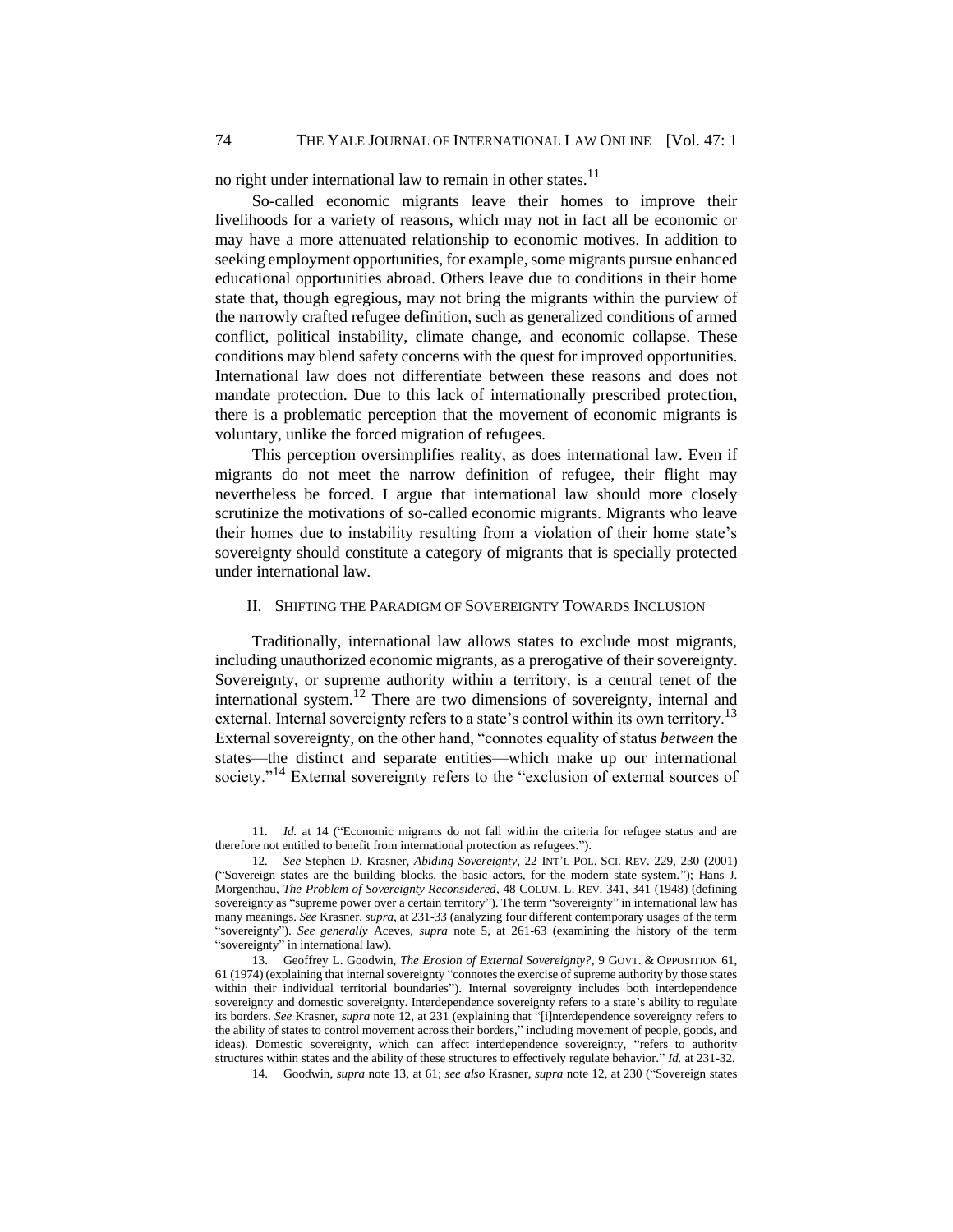no right under international law to remain in other states.[11]

So-called economic migrants leave their homes to improve their livelihoods for a variety of reasons, which may not in fact all be economic or may have a more attenuated relationship to economic motives. In addition to seeking employment opportunities, for example, some migrants pursue enhanced educational opportunities abroad. Others leave due to conditions in their home state that, though egregious, may not bring the migrants within the purview of the narrowly crafted refugee definition, such as generalized conditions of armed conflict, political instability, climate change, and economic collapse. These conditions may blend safety concerns with the quest for improved opportunities. International law does not differentiate between these reasons and does not mandate protection. Due to this lack of internationally prescribed protection, there is a problematic perception that the movement of economic migrants is voluntary, unlike the forced migration of refugees.

This perception oversimplifies reality, as does international law. Even if migrants do not meet the narrow definition of refugee, their flight may nevertheless be forced. I argue that international law should more closely scrutinize the motivations of so-called economic migrants. Migrants who leave their homes due to instability resulting from a violation of their home state's sovereignty should constitute a category of migrants that is specially protected under international law.

## II. Shifting the Paradigm of Sovereignty Towards Inclusion

Traditionally, international law allows states to exclude most migrants, including unauthorized economic migrants, as a prerogative of their sovereignty. Sovereignty, or supreme authority within a territory, is a central tenet of the international system.[12] There are two dimensions of sovereignty, internal and external. Internal sovereignty refers to a state's control within its own territory.[13] External sovereignty, on the other hand, "connotes equality of status *between* the states—the distinct and separate entities—which make up our international society."[14] External sovereignty refers to the "exclusion of external sources of

---

11. *Id.* at 14 ("Economic migrants do not fall within the criteria for refugee status and are therefore not entitled to benefit from international protection as refugees.").

12. *See* Stephen D. Krasner, *Abiding Sovereignty*, 22 INT'L POL. SCI. REV. 229, 230 (2001) ("Sovereign states are the building blocks, the basic actors, for the modern state system."); Hans J. Morgenthau, *The Problem of Sovereignty Reconsidered*, 48 COLUM. L. REV. 341, 341 (1948) (defining sovereignty as "supreme power over a certain territory"). The term "sovereignty" in international law has many meanings. *See* Krasner, *supra*, at 231-33 (analyzing four different contemporary usages of the term "sovereignty"). *See generally* Aceves, *supra* note 5, at 261-63 (examining the history of the term "sovereignty" in international law).

13. Geoffrey L. Goodwin, *The Erosion of External Sovereignty?*, 9 GOVT. & OPPOSITION 61, 61 (1974) (explaining that internal sovereignty "connotes the exercise of supreme authority by those states within their individual territorial boundaries"). Internal sovereignty includes both interdependence sovereignty and domestic sovereignty. Interdependence sovereignty refers to a state's ability to regulate its borders. *See* Krasner, *supra* note 12, at 231 (explaining that "[i]nterdependence sovereignty refers to the ability of states to control movement across their borders," including movement of people, goods, and ideas). Domestic sovereignty, which can affect interdependence sovereignty, "refers to authority structures within states and the ability of these structures to effectively regulate behavior." *Id.* at 231-32.

14. Goodwin, *supra* note 13, at 61; *see also* Krasner, *supra* note 12, at 230 ("Sovereign states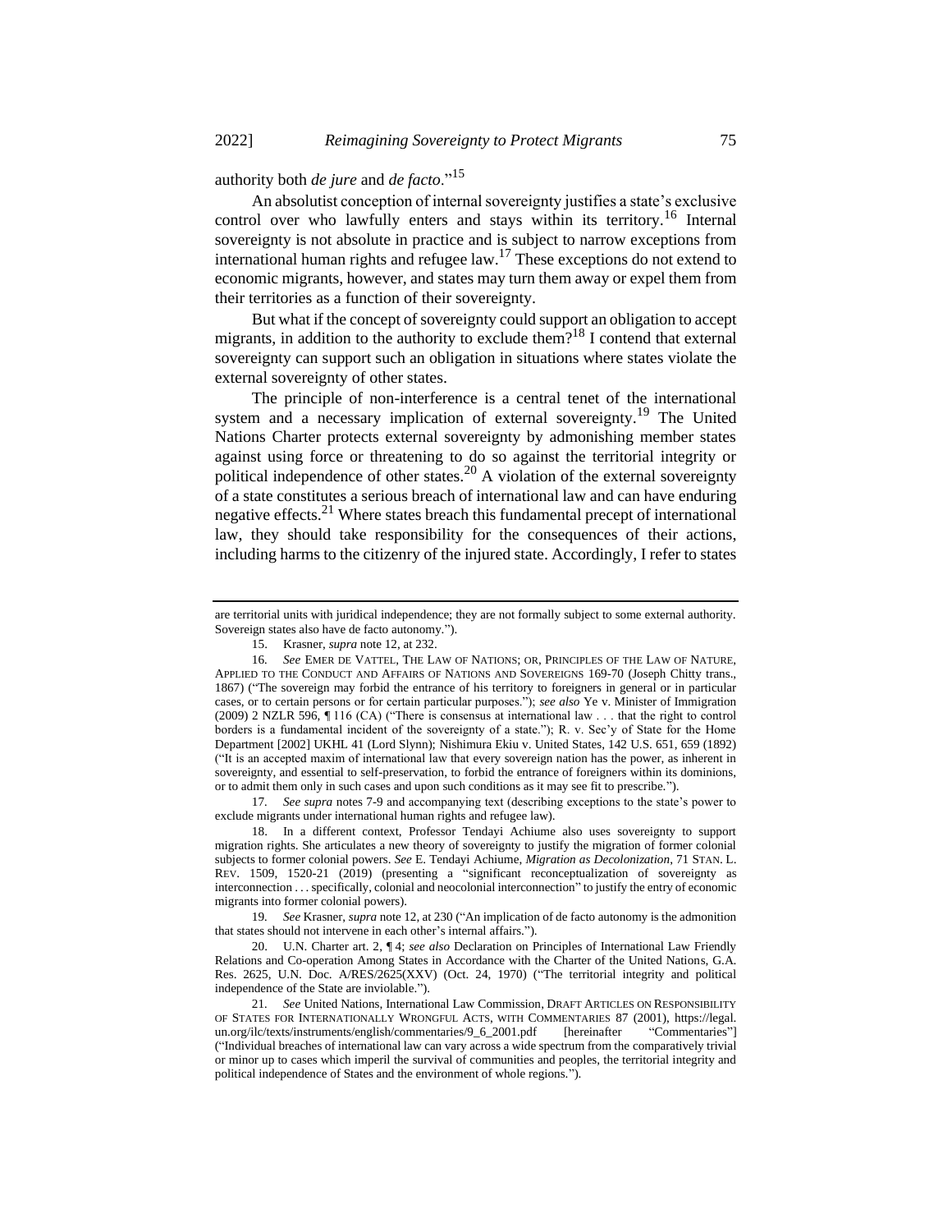authority both *de jure* and *de facto*."[15]

An absolutist conception of internal sovereignty justifies a state's exclusive control over who lawfully enters and stays within its territory.[16] Internal sovereignty is not absolute in practice and is subject to narrow exceptions from international human rights and refugee law.[17] These exceptions do not extend to economic migrants, however, and states may turn them away or expel them from their territories as a function of their sovereignty.

But what if the concept of sovereignty could support an obligation to accept migrants, in addition to the authority to exclude them?[18] I contend that external sovereignty can support such an obligation in situations where states violate the external sovereignty of other states.

The principle of non-interference is a central tenet of the international system and a necessary implication of external sovereignty.[19] The United Nations Charter protects external sovereignty by admonishing member states against using force or threatening to do so against the territorial integrity or political independence of other states.[20] A violation of the external sovereignty of a state constitutes a serious breach of international law and can have enduring negative effects.[21] Where states breach this fundamental precept of international law, they should take responsibility for the consequences of their actions, including harms to the citizenry of the injured state. Accordingly, I refer to states

---

are territorial units with juridical independence; they are not formally subject to some external authority. Sovereign states also have de facto autonomy.").

15. Krasner, *supra* note 12, at 232.

16. *See* EMER DE VATTEL, THE LAW OF NATIONS; OR, PRINCIPLES OF THE LAW OF NATURE, APPLIED TO THE CONDUCT AND AFFAIRS OF NATIONS AND SOVEREIGNS 169-70 (Joseph Chitty trans., 1867) ("The sovereign may forbid the entrance of his territory to foreigners in general or in particular cases, or to certain persons or for certain particular purposes."); *see also* Ye v. Minister of Immigration (2009) 2 NZLR 596, ¶ 116 (CA) ("There is consensus at international law . . . that the right to control borders is a fundamental incident of the sovereignty of a state."); R. v. Sec'y of State for the Home Department [2002] UKHL 41 (Lord Slynn); Nishimura Ekiu v. United States, 142 U.S. 651, 659 (1892) ("It is an accepted maxim of international law that every sovereign nation has the power, as inherent in sovereignty, and essential to self-preservation, to forbid the entrance of foreigners within its dominions, or to admit them only in such cases and upon such conditions as it may see fit to prescribe.").

17. *See supra* notes 7-9 and accompanying text (describing exceptions to the state's power to exclude migrants under international human rights and refugee law).

18. In a different context, Professor Tendayi Achiume also uses sovereignty to support migration rights. She articulates a new theory of sovereignty to justify the migration of former colonial subjects to former colonial powers. *See* E. Tendayi Achiume, *Migration as Decolonization*, 71 STAN. L. REV. 1509, 1520-21 (2019) (presenting a "significant reconceptualization of sovereignty as interconnection . . . specifically, colonial and neocolonial interconnection" to justify the entry of economic migrants into former colonial powers).

19. *See* Krasner, *supra* note 12, at 230 ("An implication of de facto autonomy is the admonition that states should not intervene in each other's internal affairs.").

20. U.N. Charter art. 2, ¶ 4; *see also* Declaration on Principles of International Law Friendly Relations and Co-operation Among States in Accordance with the Charter of the United Nations, G.A. Res. 2625, U.N. Doc. A/RES/2625(XXV) (Oct. 24, 1970) ("The territorial integrity and political independence of the State are inviolable.").

21. *See* United Nations, International Law Commission, DRAFT ARTICLES ON RESPONSIBILITY OF STATES FOR INTERNATIONALLY WRONGFUL ACTS, WITH COMMENTARIES 87 (2001), https://legal.un.org/ilc/texts/instruments/english/commentaries/9_6_2001.pdf [hereinafter "Commentaries"] ("Individual breaches of international law can vary across a wide spectrum from the comparatively trivial or minor up to cases which imperil the survival of communities and peoples, the territorial integrity and political independence of States and the environment of whole regions.").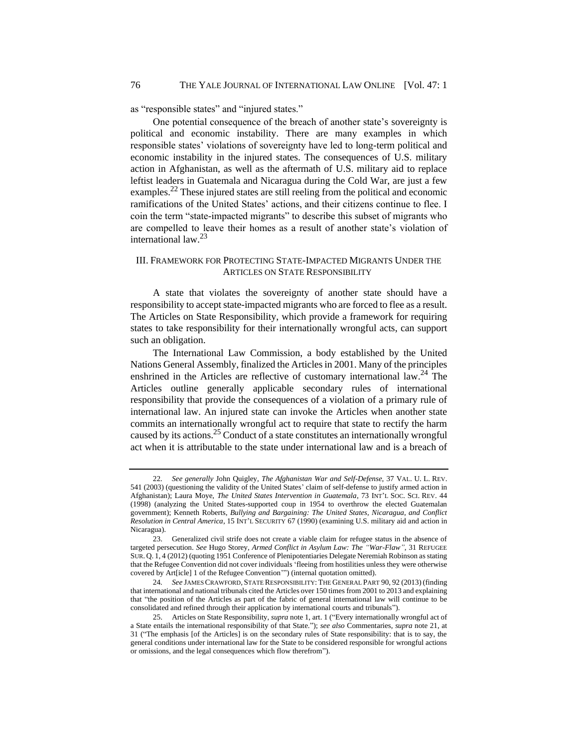as "responsible states" and "injured states."

One potential consequence of the breach of another state's sovereignty is political and economic instability. There are many examples in which responsible states' violations of sovereignty have led to long-term political and economic instability in the injured states. The consequences of U.S. military action in Afghanistan, as well as the aftermath of U.S. military aid to replace leftist leaders in Guatemala and Nicaragua during the Cold War, are just a few examples.[22] These injured states are still reeling from the political and economic ramifications of the United States' actions, and their citizens continue to flee. I coin the term "state-impacted migrants" to describe this subset of migrants who are compelled to leave their homes as a result of another state's violation of international law.[23]

## III. Framework for Protecting State-Impacted Migrants Under the Articles on State Responsibility

A state that violates the sovereignty of another state should have a responsibility to accept state-impacted migrants who are forced to flee as a result. The Articles on State Responsibility, which provide a framework for requiring states to take responsibility for their internationally wrongful acts, can support such an obligation.

The International Law Commission, a body established by the United Nations General Assembly, finalized the Articles in 2001. Many of the principles enshrined in the Articles are reflective of customary international law.[24] The Articles outline generally applicable secondary rules of international responsibility that provide the consequences of a violation of a primary rule of international law. An injured state can invoke the Articles when another state commits an internationally wrongful act to require that state to rectify the harm caused by its actions.[25] Conduct of a state constitutes an internationally wrongful act when it is attributable to the state under international law and is a breach of

---

22. *See generally* John Quigley, *The Afghanistan War and Self-Defense*, 37 Val. U. L. Rev. 541 (2003) (questioning the validity of the United States' claim of self-defense to justify armed action in Afghanistan); Laura Moye, *The United States Intervention in Guatemala*, 73 Int'l Soc. Sci. Rev. 44 (1998) (analyzing the United States-supported coup in 1954 to overthrow the elected Guatemalan government); Kenneth Roberts, *Bullying and Bargaining: The United States, Nicaragua, and Conflict Resolution in Central America*, 15 Int'l Security 67 (1990) (examining U.S. military aid and action in Nicaragua).

23. Generalized civil strife does not create a viable claim for refugee status in the absence of targeted persecution. *See* Hugo Storey, *Armed Conflict in Asylum Law: The "War-Flaw"*, 31 Refugee Sur. Q. 1, 4 (2012) (quoting 1951 Conference of Plenipotentiaries Delegate Neremiah Robinson as stating that the Refugee Convention did not cover individuals 'fleeing from hostilities unless they were otherwise covered by Art[icle] 1 of the Refugee Convention'") (internal quotation omitted).

24. *See* James Crawford, State Responsibility: The General Part 90, 92 (2013) (finding that international and national tribunals cited the Articles over 150 times from 2001 to 2013 and explaining that "the position of the Articles as part of the fabric of general international law will continue to be consolidated and refined through their application by international courts and tribunals").

25. Articles on State Responsibility, *supra* note 1, art. 1 ("Every internationally wrongful act of a State entails the international responsibility of that State."); *see also* Commentaries, *supra* note 21, at 31 ("The emphasis [of the Articles] is on the secondary rules of State responsibility: that is to say, the general conditions under international law for the State to be considered responsible for wrongful actions or omissions, and the legal consequences which flow therefrom").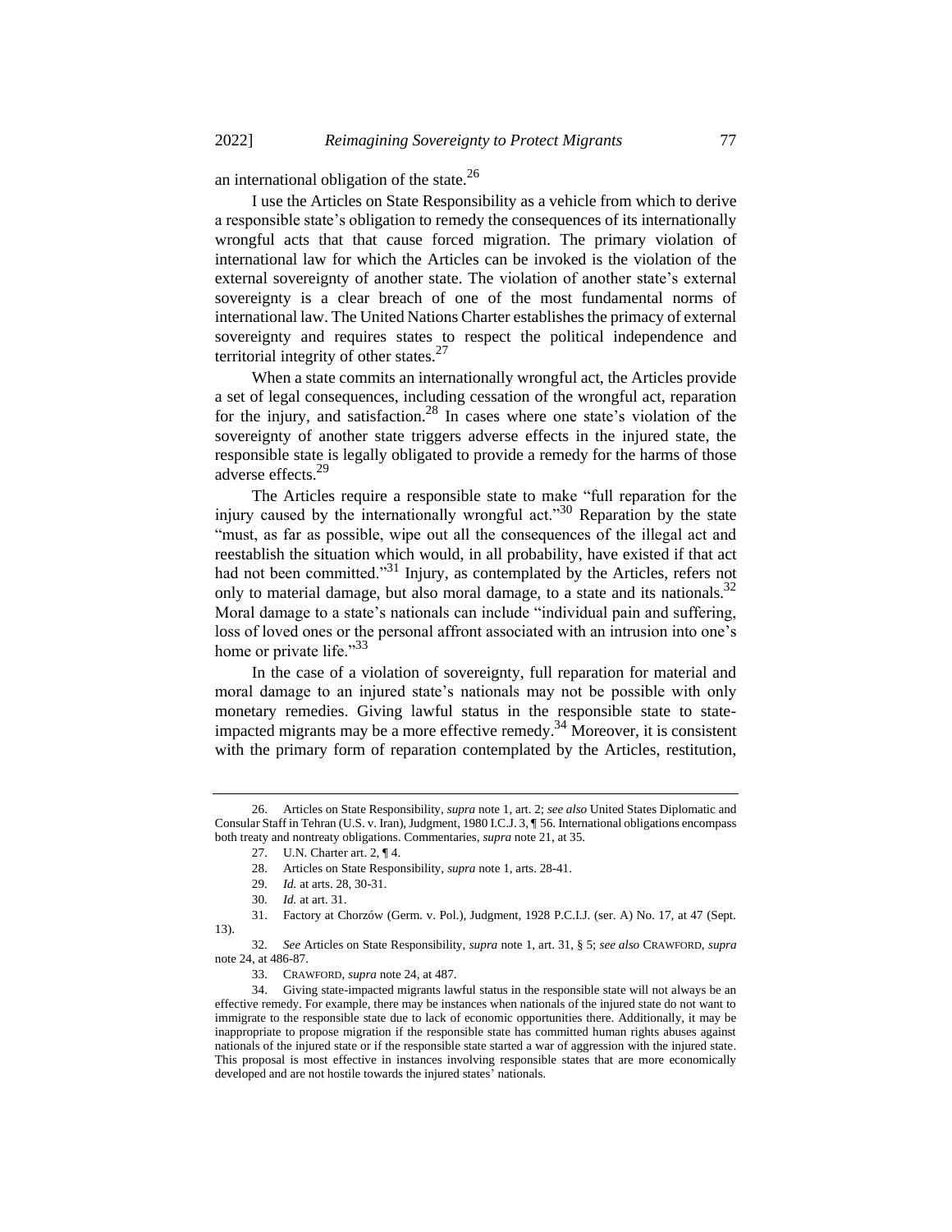an international obligation of the state.[26]

I use the Articles on State Responsibility as a vehicle from which to derive a responsible state's obligation to remedy the consequences of its internationally wrongful acts that that cause forced migration. The primary violation of international law for which the Articles can be invoked is the violation of the external sovereignty of another state. The violation of another state's external sovereignty is a clear breach of one of the most fundamental norms of international law. The United Nations Charter establishes the primacy of external sovereignty and requires states to respect the political independence and territorial integrity of other states.[27]

When a state commits an internationally wrongful act, the Articles provide a set of legal consequences, including cessation of the wrongful act, reparation for the injury, and satisfaction.[28] In cases where one state's violation of the sovereignty of another state triggers adverse effects in the injured state, the responsible state is legally obligated to provide a remedy for the harms of those adverse effects.[29]

The Articles require a responsible state to make "full reparation for the injury caused by the internationally wrongful act."[30] Reparation by the state "must, as far as possible, wipe out all the consequences of the illegal act and reestablish the situation which would, in all probability, have existed if that act had not been committed."[31] Injury, as contemplated by the Articles, refers not only to material damage, but also moral damage, to a state and its nationals.[32] Moral damage to a state's nationals can include "individual pain and suffering, loss of loved ones or the personal affront associated with an intrusion into one's home or private life."[33]

In the case of a violation of sovereignty, full reparation for material and moral damage to an injured state's nationals may not be possible with only monetary remedies. Giving lawful status in the responsible state to state-impacted migrants may be a more effective remedy.[34] Moreover, it is consistent with the primary form of reparation contemplated by the Articles, restitution,

---

26. Articles on State Responsibility, *supra* note 1, art. 2; *see also* United States Diplomatic and Consular Staff in Tehran (U.S. v. Iran), Judgment, 1980 I.C.J. 3, ¶ 56. International obligations encompass both treaty and nontreaty obligations. Commentaries, *supra* note 21, at 35.

27. U.N. Charter art. 2, ¶ 4.

28. Articles on State Responsibility, *supra* note 1, arts. 28-41.

29. *Id.* at arts. 28, 30-31.

30. *Id.* at art. 31.

31. Factory at Chorzów (Germ. v. Pol.), Judgment, 1928 P.C.I.J. (ser. A) No. 17, at 47 (Sept. 13).

32. *See* Articles on State Responsibility, *supra* note 1, art. 31, § 5; *see also* CRAWFORD, *supra* note 24, at 486-87.

33. CRAWFORD, *supra* note 24, at 487.

34. Giving state-impacted migrants lawful status in the responsible state will not always be an effective remedy. For example, there may be instances when nationals of the injured state do not want to immigrate to the responsible state due to lack of economic opportunities there. Additionally, it may be inappropriate to propose migration if the responsible state has committed human rights abuses against nationals of the injured state or if the responsible state started a war of aggression with the injured state. This proposal is most effective in instances involving responsible states that are more economically developed and are not hostile towards the injured states' nationals.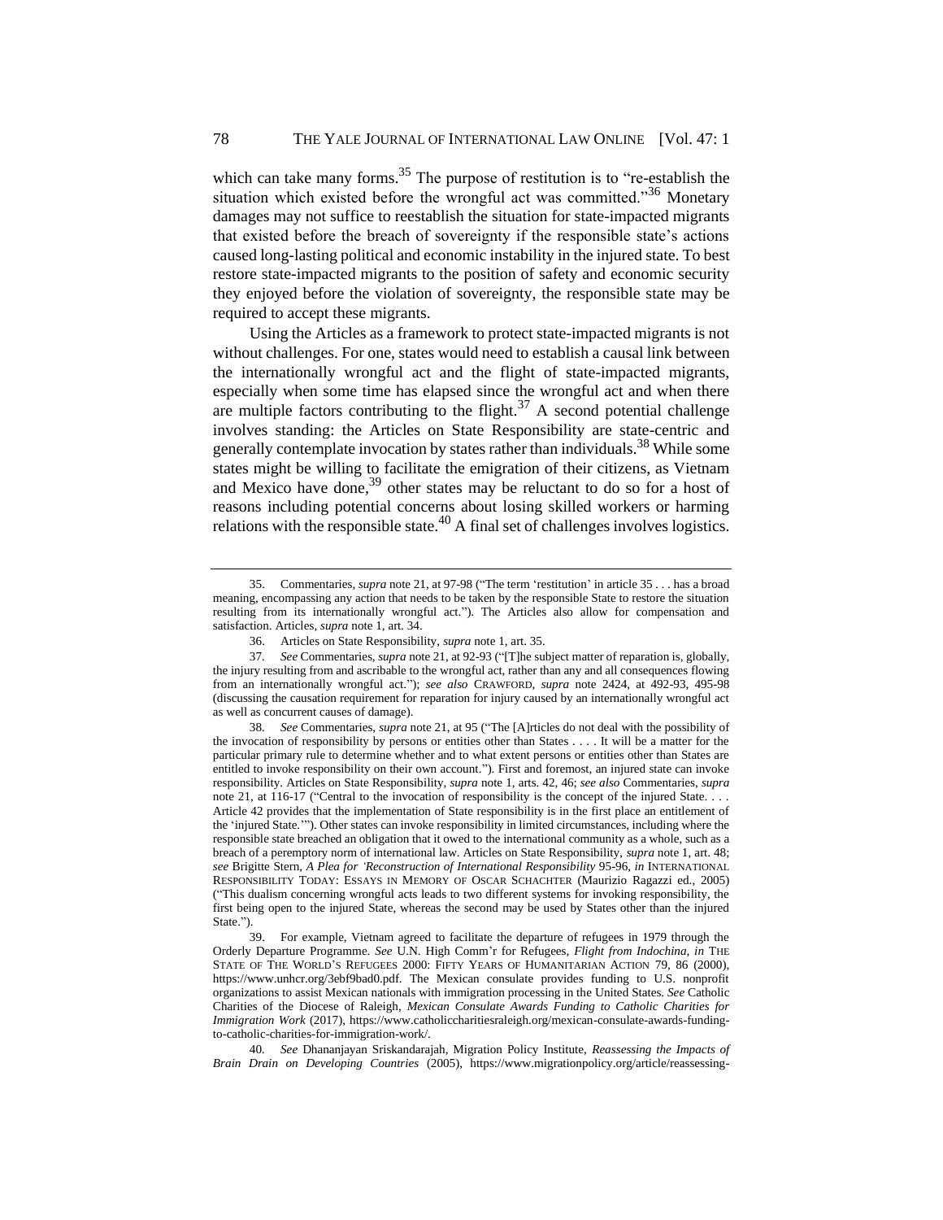which can take many forms.[35] The purpose of restitution is to "re-establish the situation which existed before the wrongful act was committed."[36] Monetary damages may not suffice to reestablish the situation for state-impacted migrants that existed before the breach of sovereignty if the responsible state's actions caused long-lasting political and economic instability in the injured state. To best restore state-impacted migrants to the position of safety and economic security they enjoyed before the violation of sovereignty, the responsible state may be required to accept these migrants.

Using the Articles as a framework to protect state-impacted migrants is not without challenges. For one, states would need to establish a causal link between the internationally wrongful act and the flight of state-impacted migrants, especially when some time has elapsed since the wrongful act and when there are multiple factors contributing to the flight.[37] A second potential challenge involves standing: the Articles on State Responsibility are state-centric and generally contemplate invocation by states rather than individuals.[38] While some states might be willing to facilitate the emigration of their citizens, as Vietnam and Mexico have done,[39] other states may be reluctant to do so for a host of reasons including potential concerns about losing skilled workers or harming relations with the responsible state.[40] A final set of challenges involves logistics.

---

35. Commentaries, *supra* note 21, at 97-98 ("The term 'restitution' in article 35 . . . has a broad meaning, encompassing any action that needs to be taken by the responsible State to restore the situation resulting from its internationally wrongful act."). The Articles also allow for compensation and satisfaction. Articles, *supra* note 1, art. 34.

36. Articles on State Responsibility, *supra* note 1, art. 35.

37. *See* Commentaries, *supra* note 21, at 92-93 ("[T]he subject matter of reparation is, globally, the injury resulting from and ascribable to the wrongful act, rather than any and all consequences flowing from an internationally wrongful act."); *see also* CRAWFORD, *supra* note 2424, at 492-93, 495-98 (discussing the causation requirement for reparation for injury caused by an internationally wrongful act as well as concurrent causes of damage).

38. *See* Commentaries, *supra* note 21, at 95 ("The [A]rticles do not deal with the possibility of the invocation of responsibility by persons or entities other than States . . . . It will be a matter for the particular primary rule to determine whether and to what extent persons or entities other than States are entitled to invoke responsibility on their own account."). First and foremost, an injured state can invoke responsibility. Articles on State Responsibility, *supra* note 1, arts. 42, 46; *see also* Commentaries, *supra* note 21, at 116-17 ("Central to the invocation of responsibility is the concept of the injured State. . . . Article 42 provides that the implementation of State responsibility is in the first place an entitlement of the 'injured State.'"). Other states can invoke responsibility in limited circumstances, including where the responsible state breached an obligation that it owed to the international community as a whole, such as a breach of a peremptory norm of international law. Articles on State Responsibility, *supra* note 1, art. 48; *see* Brigitte Stern, *A Plea for 'Reconstruction of International Responsibility* 95-96, *in* INTERNATIONAL RESPONSIBILITY TODAY: ESSAYS IN MEMORY OF OSCAR SCHACHTER (Maurizio Ragazzi ed., 2005) ("This dualism concerning wrongful acts leads to two different systems for invoking responsibility, the first being open to the injured State, whereas the second may be used by States other than the injured State.").

39. For example, Vietnam agreed to facilitate the departure of refugees in 1979 through the Orderly Departure Programme. *See* U.N. High Comm'r for Refugees, *Flight from Indochina*, *in* THE STATE OF THE WORLD'S REFUGEES 2000: FIFTY YEARS OF HUMANITARIAN ACTION 79, 86 (2000), https://www.unhcr.org/3ebf9bad0.pdf. The Mexican consulate provides funding to U.S. nonprofit organizations to assist Mexican nationals with immigration processing in the United States. *See* Catholic Charities of the Diocese of Raleigh, *Mexican Consulate Awards Funding to Catholic Charities for Immigration Work* (2017), https://www.catholiccharitiesraleigh.org/mexican-consulate-awards-funding-to-catholic-charities-for-immigration-work/.

40. *See* Dhananjayan Sriskandarajah, Migration Policy Institute, *Reassessing the Impacts of Brain Drain on Developing Countries* (2005), https://www.migrationpolicy.org/article/reassessing-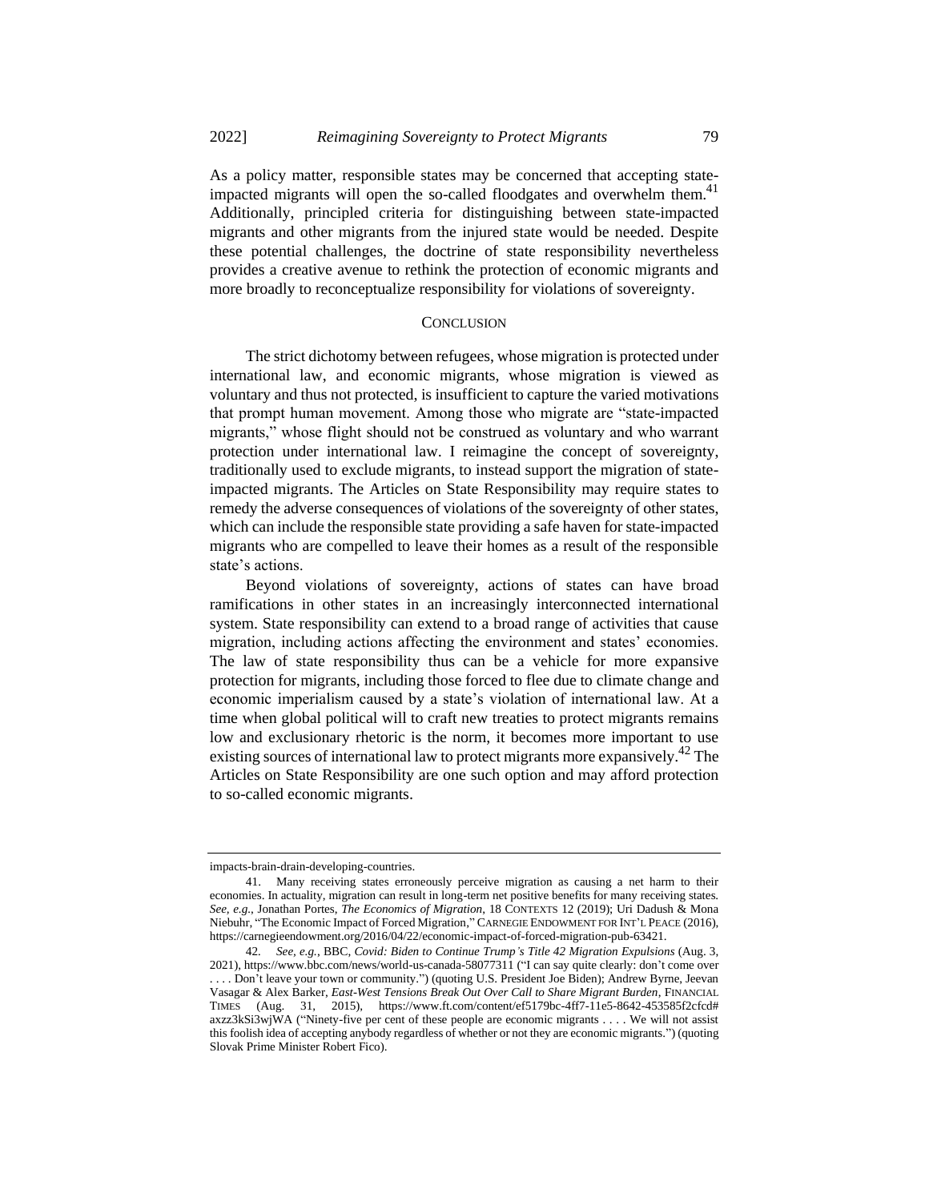As a policy matter, responsible states may be concerned that accepting state-impacted migrants will open the so-called floodgates and overwhelm them.[41] Additionally, principled criteria for distinguishing between state-impacted migrants and other migrants from the injured state would be needed. Despite these potential challenges, the doctrine of state responsibility nevertheless provides a creative avenue to rethink the protection of economic migrants and more broadly to reconceptualize responsibility for violations of sovereignty.

## CONCLUSION

The strict dichotomy between refugees, whose migration is protected under international law, and economic migrants, whose migration is viewed as voluntary and thus not protected, is insufficient to capture the varied motivations that prompt human movement. Among those who migrate are "state-impacted migrants," whose flight should not be construed as voluntary and who warrant protection under international law. I reimagine the concept of sovereignty, traditionally used to exclude migrants, to instead support the migration of state-impacted migrants. The Articles on State Responsibility may require states to remedy the adverse consequences of violations of the sovereignty of other states, which can include the responsible state providing a safe haven for state-impacted migrants who are compelled to leave their homes as a result of the responsible state's actions.

Beyond violations of sovereignty, actions of states can have broad ramifications in other states in an increasingly interconnected international system. State responsibility can extend to a broad range of activities that cause migration, including actions affecting the environment and states' economies. The law of state responsibility thus can be a vehicle for more expansive protection for migrants, including those forced to flee due to climate change and economic imperialism caused by a state's violation of international law. At a time when global political will to craft new treaties to protect migrants remains low and exclusionary rhetoric is the norm, it becomes more important to use existing sources of international law to protect migrants more expansively.[42] The Articles on State Responsibility are one such option and may afford protection to so-called economic migrants.

---

impacts-brain-drain-developing-countries.

41. Many receiving states erroneously perceive migration as causing a net harm to their economies. In actuality, migration can result in long-term net positive benefits for many receiving states. *See, e.g.*, Jonathan Portes, *The Economics of Migration*, 18 CONTEXTS 12 (2019); Uri Dadush & Mona Niebuhr, "The Economic Impact of Forced Migration," CARNEGIE ENDOWMENT FOR INT'L PEACE (2016), https://carnegieendowment.org/2016/04/22/economic-impact-of-forced-migration-pub-63421.

42. *See, e.g.*, BBC, *Covid: Biden to Continue Trump's Title 42 Migration Expulsions* (Aug. 3, 2021), https://www.bbc.com/news/world-us-canada-58077311 ("I can say quite clearly: don't come over . . . . Don't leave your town or community.") (quoting U.S. President Joe Biden); Andrew Byrne, Jeevan Vasagar & Alex Barker, *East-West Tensions Break Out Over Call to Share Migrant Burden*, FINANCIAL TIMES (Aug. 31, 2015), https://www.ft.com/content/ef5179bc-4ff7-11e5-8642-453585f2cfcd#axzz3kSi3wjWA ("Ninety-five per cent of these people are economic migrants . . . . We will not assist this foolish idea of accepting anybody regardless of whether or not they are economic migrants.") (quoting Slovak Prime Minister Robert Fico).